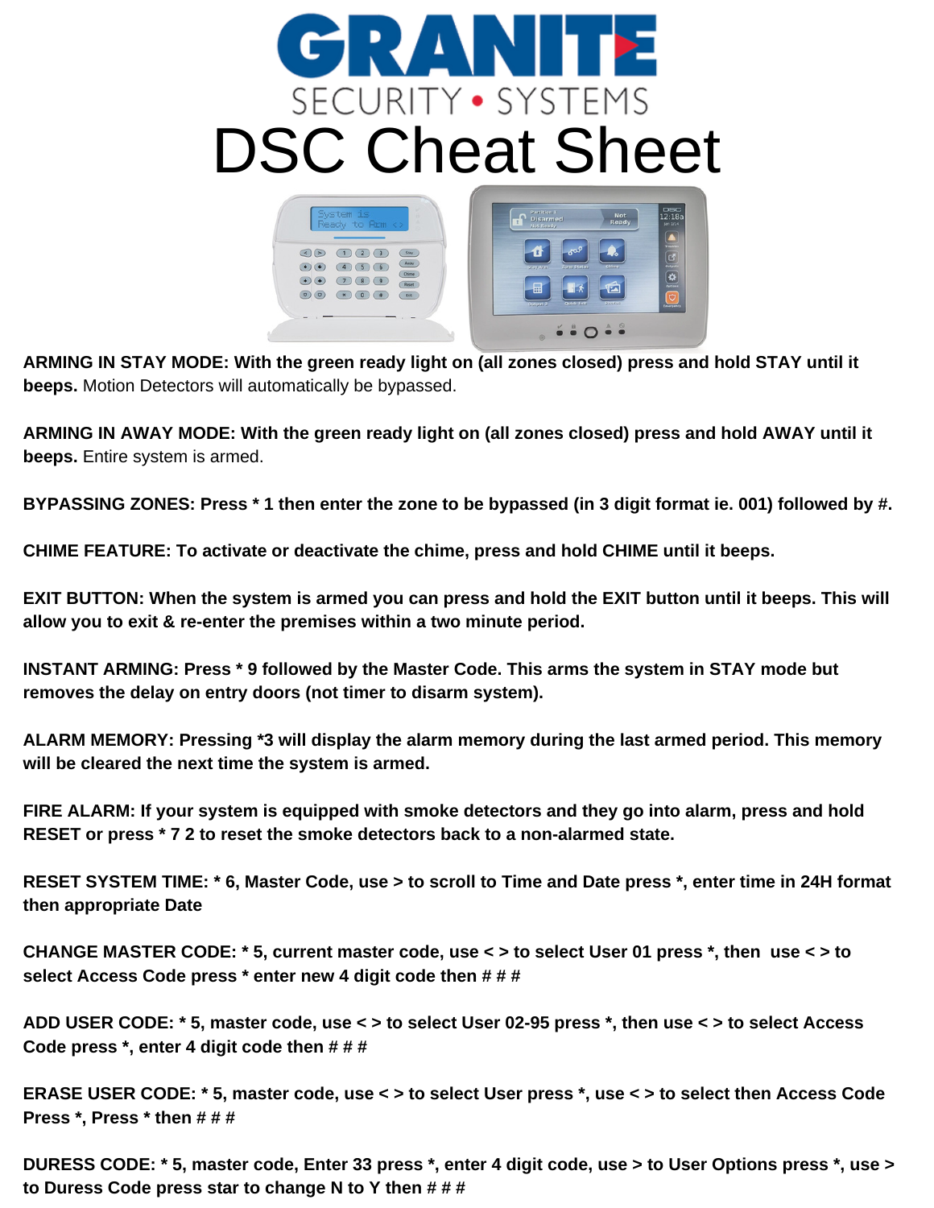# GRANITE

SECURITY • SYSTEMS

# DSC Cheat Sheet

**ARMING IN STAY MODE: With the green ready light on (all zones closed) press and hold STAY until it beeps.** Motion Detectors will automatically be bypassed.

**ARMING IN AWAY MODE: With the green ready light on (all zones closed) press and hold AWAY until it beeps.** Entire system is armed.

**BYPASSING ZONES: Press * 1 then enter the zone to be bypassed (in 3 digit format ie. 001) followed by #.**

**CHIME FEATURE: To activate or deactivate the chime, press and hold CHIME until it beeps.**

**EXIT BUTTON: When the system is armed you can press and hold the EXIT button until it beeps. This will allow you to exit & re-enter the premises within a two minute period.**

**INSTANT ARMING: Press * 9 followed by the Master Code. This arms the system in STAY mode but removes the delay on entry doors (not timer to disarm system).**

**ALARM MEMORY: Pressing *3 will display the alarm memory during the last armed period. This memory will be cleared the next time the system is armed.**

**FIRE ALARM: If your system is equipped with smoke detectors and they go into alarm, press and hold RESET or press * 7 2 to reset the smoke detectors back to a non-alarmed state.**

**RESET SYSTEM TIME: * 6, Master Code, use > to scroll to Time and Date press *, enter time in 24H format then appropriate Date**

**CHANGE MASTER CODE: * 5, current master code, use < > to select User 01 press *, then use < > to select Access Code press * enter new 4 digit code then # # #**

**ADD USER CODE: * 5, master code, use < > to select User 02-95 press *, then use < > to select Access Code press *, enter 4 digit code then # # #**

**ERASE USER CODE: * 5, master code, use < > to select User press *, use < > to select then Access Code Press *, Press * then # # #**

**DURESS CODE: * 5, master code, Enter 33 press *, enter 4 digit code, use > to User Options press *, use > to Duress Code press star to change N to Y then # # #**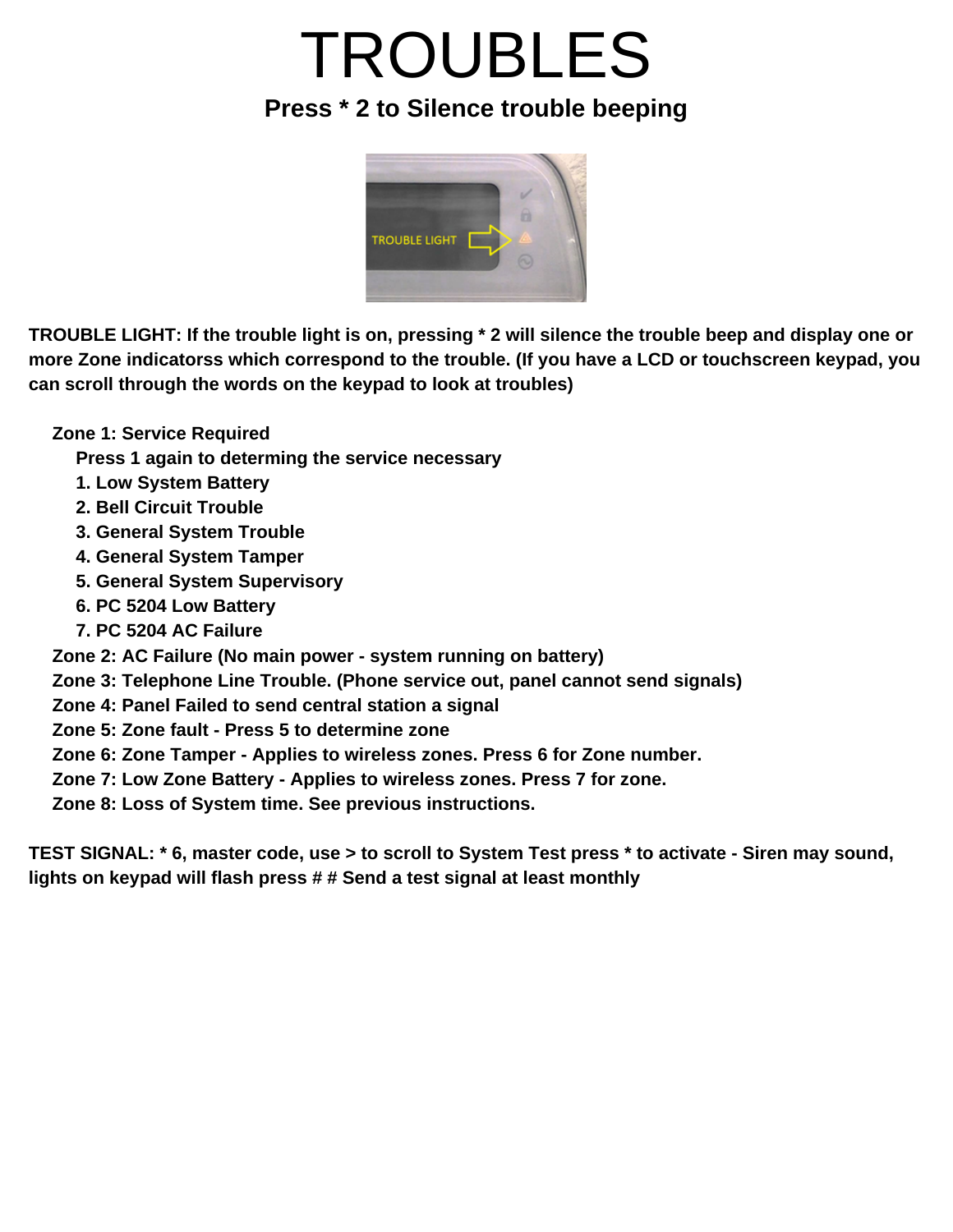# TROUBLES

**Press * 2 to Silence trouble beeping**

**TROUBLE LIGHT: If the trouble light is on, pressing * 2 will silence the trouble beep and display one or more Zone indicatorss which correspond to the trouble. (If you have a LCD or touchscreen keypad, you can scroll through the words on the keypad to look at troubles)**

- **Zone 1: Service Required**
  - **Press 1 again to determing the service necessary**
    1. **Low System Battery**
    2. **Bell Circuit Trouble**
    3. **General System Trouble**
    4. **General System Tamper**
    5. **General System Supervisory**
    6. **PC 5204 Low Battery**
    7. **PC 5204 AC Failure**
- **Zone 2: AC Failure (No main power - system running on battery)**
- **Zone 3: Telephone Line Trouble. (Phone service out, panel cannot send signals)**
- **Zone 4: Panel Failed to send central station a signal**
- **Zone 5: Zone fault - Press 5 to determine zone**
- **Zone 6: Zone Tamper - Applies to wireless zones. Press 6 for Zone number.**
- **Zone 7: Low Zone Battery - Applies to wireless zones. Press 7 for zone.**
- **Zone 8: Loss of System time. See previous instructions.**

**TEST SIGNAL: * 6, master code, use > to scroll to System Test press * to activate - Siren may sound, lights on keypad will flash press # # Send a test signal at least monthly**